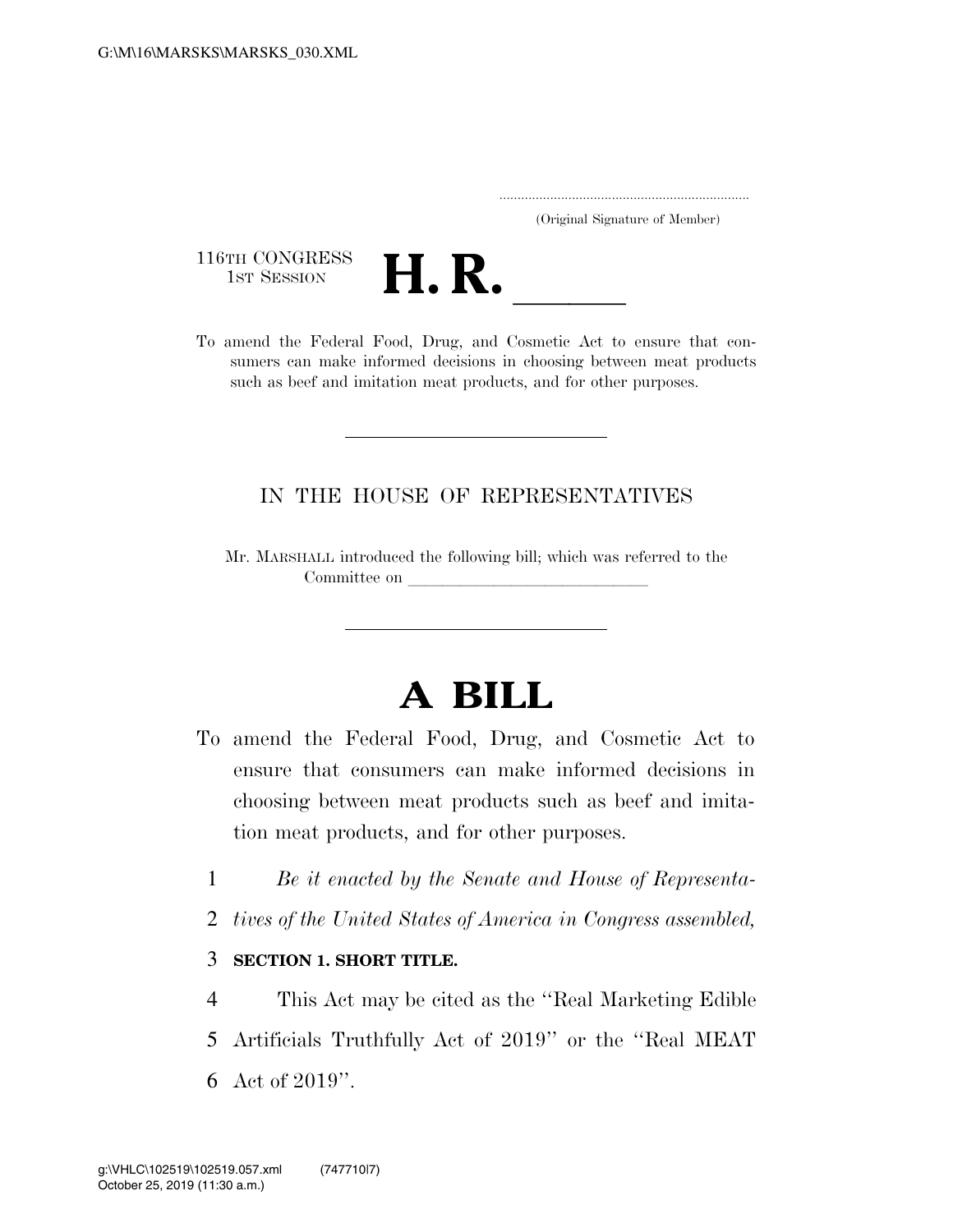(Original Signature of Member)

116TH CONGRESS
1ST SESSION

# H. R. ____

To amend the Federal Food, Drug, and Cosmetic Act to ensure that consumers can make informed decisions in choosing between meat products such as beef and imitation meat products, and for other purposes.

---

IN THE HOUSE OF REPRESENTATIVES

Mr. MARSHALL introduced the following bill; which was referred to the Committee on ______________________________

---

# A BILL

To amend the Federal Food, Drug, and Cosmetic Act to ensure that consumers can make informed decisions in choosing between meat products such as beef and imitation meat products, and for other purposes.

1 *Be it enacted by the Senate and House of Representa-*
2 *tives of the United States of America in Congress assembled,*

3 **SECTION 1. SHORT TITLE.**

4 This Act may be cited as the ''Real Marketing Edible
5 Artificials Truthfully Act of 2019'' or the ''Real MEAT
6 Act of 2019''.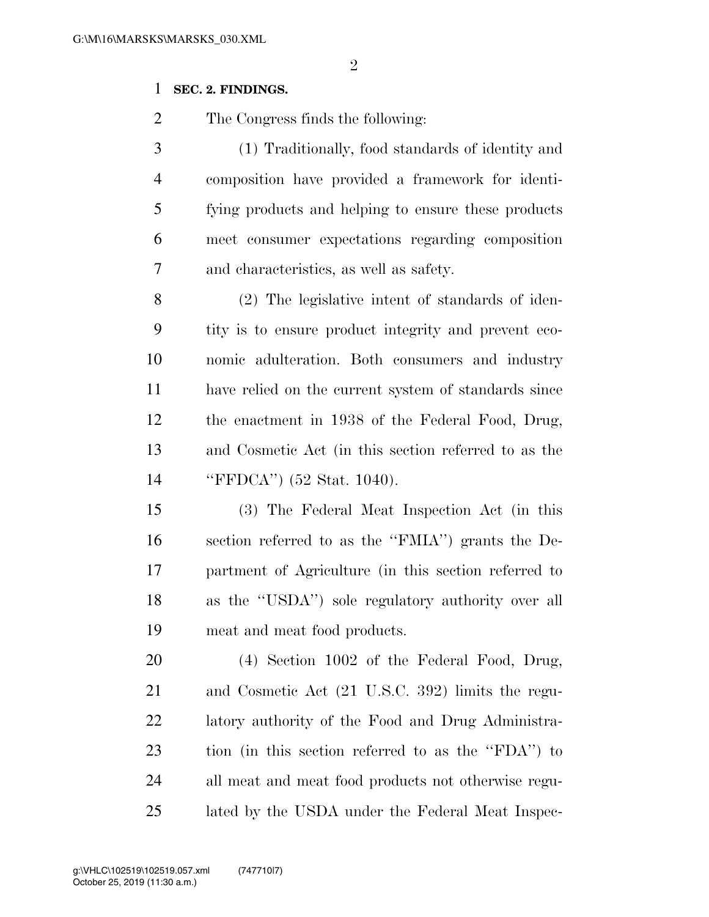**SEC. 2. FINDINGS.**

The Congress finds the following:

(1) Traditionally, food standards of identity and composition have provided a framework for identifying products and helping to ensure these products meet consumer expectations regarding composition and characteristics, as well as safety.

(2) The legislative intent of standards of identity is to ensure product integrity and prevent economic adulteration. Both consumers and industry have relied on the current system of standards since the enactment in 1938 of the Federal Food, Drug, and Cosmetic Act (in this section referred to as the ''FFDCA'') (52 Stat. 1040).

(3) The Federal Meat Inspection Act (in this section referred to as the ''FMIA'') grants the Department of Agriculture (in this section referred to as the ''USDA'') sole regulatory authority over all meat and meat food products.

(4) Section 1002 of the Federal Food, Drug, and Cosmetic Act (21 U.S.C. 392) limits the regulatory authority of the Food and Drug Administration (in this section referred to as the ''FDA'') to all meat and meat food products not otherwise regulated by the USDA under the Federal Meat Inspec-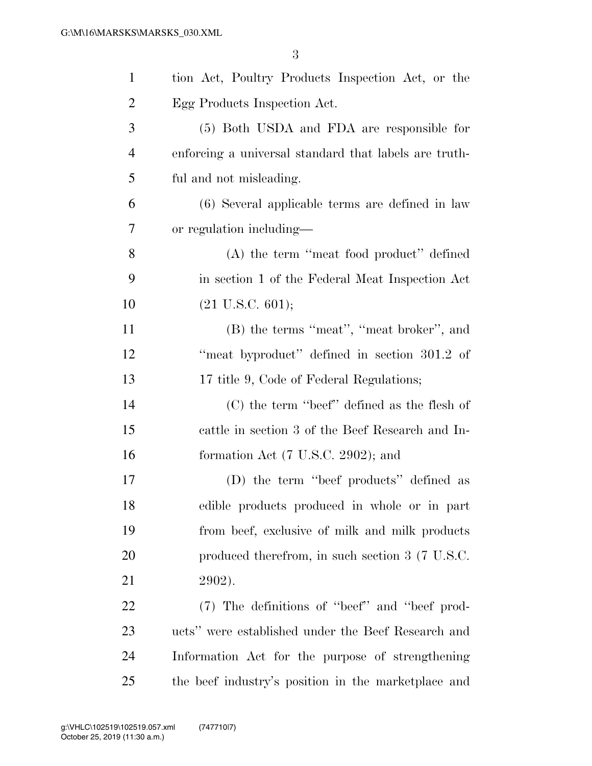tion Act, Poultry Products Inspection Act, or the Egg Products Inspection Act.

(5) Both USDA and FDA are responsible for enforcing a universal standard that labels are truthful and not misleading.

(6) Several applicable terms are defined in law or regulation including—

(A) the term "meat food product" defined in section 1 of the Federal Meat Inspection Act (21 U.S.C. 601);

(B) the terms "meat", "meat broker", and "meat byproduct" defined in section 301.2 of 17 title 9, Code of Federal Regulations;

(C) the term "beef" defined as the flesh of cattle in section 3 of the Beef Research and Information Act (7 U.S.C. 2902); and

(D) the term "beef products" defined as edible products produced in whole or in part from beef, exclusive of milk and milk products produced therefrom, in such section 3 (7 U.S.C. 2902).

(7) The definitions of "beef" and "beef products" were established under the Beef Research and Information Act for the purpose of strengthening the beef industry's position in the marketplace and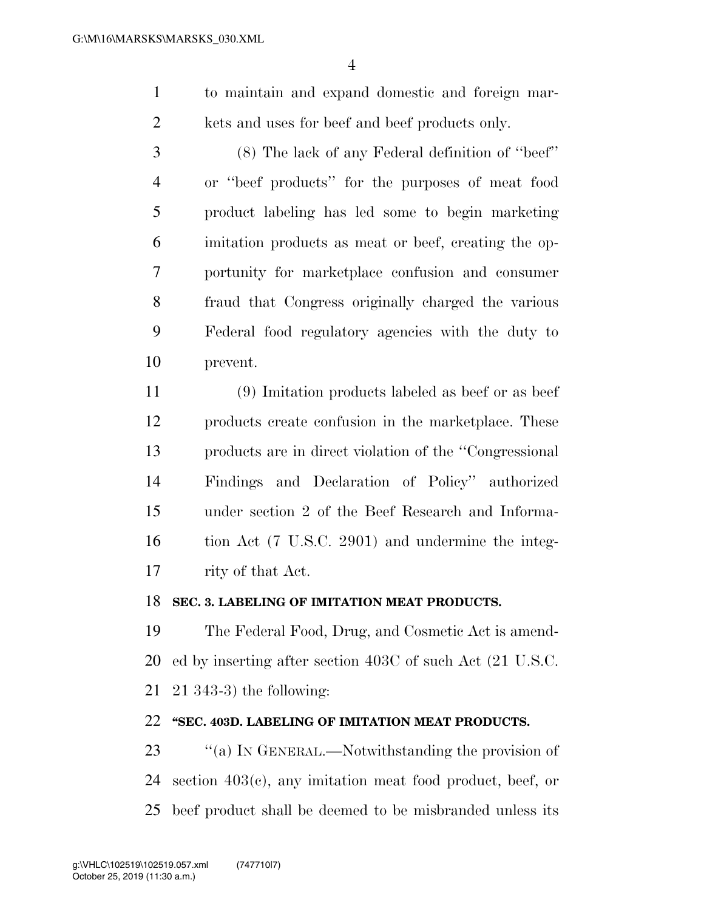to maintain and expand domestic and foreign markets and uses for beef and beef products only.

(8) The lack of any Federal definition of ''beef'' or ''beef products'' for the purposes of meat food product labeling has led some to begin marketing imitation products as meat or beef, creating the opportunity for marketplace confusion and consumer fraud that Congress originally charged the various Federal food regulatory agencies with the duty to prevent.

(9) Imitation products labeled as beef or as beef products create confusion in the marketplace. These products are in direct violation of the ''Congressional Findings and Declaration of Policy'' authorized under section 2 of the Beef Research and Information Act (7 U.S.C. 2901) and undermine the integrity of that Act.

**SEC. 3. LABELING OF IMITATION MEAT PRODUCTS.**

The Federal Food, Drug, and Cosmetic Act is amended by inserting after section 403C of such Act (21 U.S.C. 21 343-3) the following:

**''SEC. 403D. LABELING OF IMITATION MEAT PRODUCTS.**

''(a) IN GENERAL.—Notwithstanding the provision of section 403(c), any imitation meat food product, beef, or beef product shall be deemed to be misbranded unless its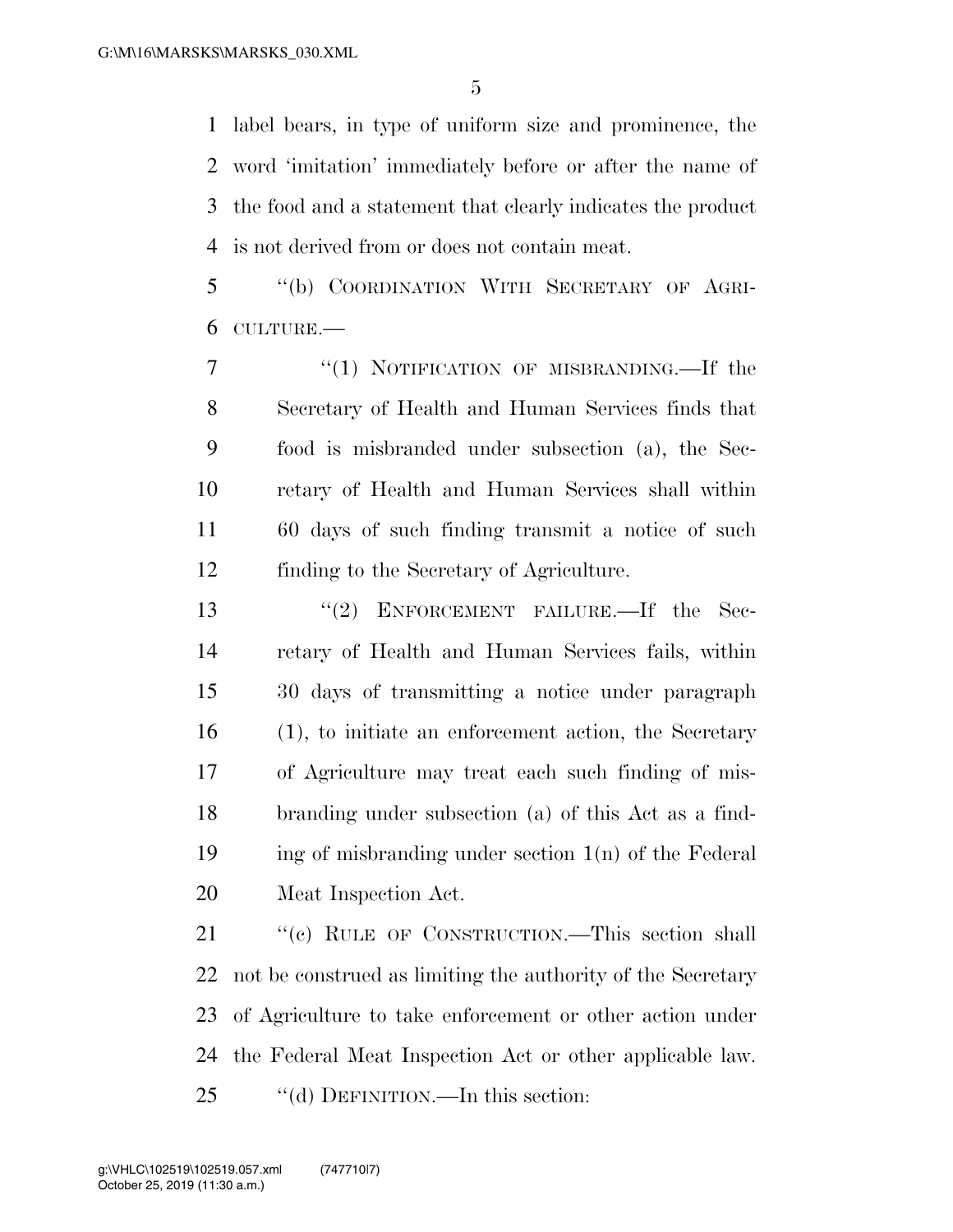label bears, in type of uniform size and prominence, the word 'imitation' immediately before or after the name of the food and a statement that clearly indicates the product is not derived from or does not contain meat.

''(b) COORDINATION WITH SECRETARY OF AGRICULTURE.—

''(1) NOTIFICATION OF MISBRANDING.—If the Secretary of Health and Human Services finds that food is misbranded under subsection (a), the Secretary of Health and Human Services shall within 60 days of such finding transmit a notice of such finding to the Secretary of Agriculture.

''(2) ENFORCEMENT FAILURE.—If the Secretary of Health and Human Services fails, within 30 days of transmitting a notice under paragraph (1), to initiate an enforcement action, the Secretary of Agriculture may treat each such finding of misbranding under subsection (a) of this Act as a finding of misbranding under section 1(n) of the Federal Meat Inspection Act.

''(c) RULE OF CONSTRUCTION.—This section shall not be construed as limiting the authority of the Secretary of Agriculture to take enforcement or other action under the Federal Meat Inspection Act or other applicable law.

''(d) DEFINITION.—In this section: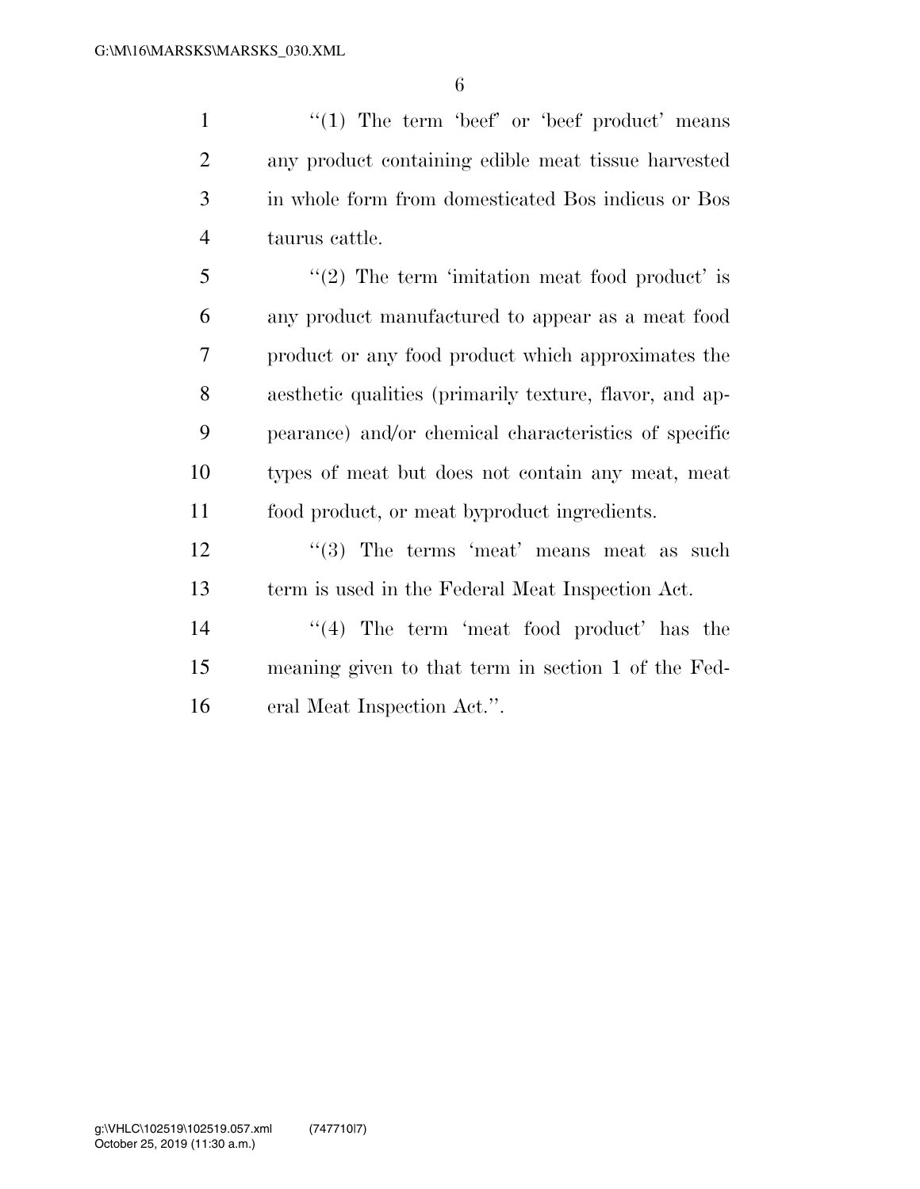''(1) The term 'beef' or 'beef product' means any product containing edible meat tissue harvested in whole form from domesticated Bos indicus or Bos taurus cattle.

''(2) The term 'imitation meat food product' is any product manufactured to appear as a meat food product or any food product which approximates the aesthetic qualities (primarily texture, flavor, and appearance) and/or chemical characteristics of specific types of meat but does not contain any meat, meat food product, or meat byproduct ingredients.

''(3) The terms 'meat' means meat as such term is used in the Federal Meat Inspection Act.

''(4) The term 'meat food product' has the meaning given to that term in section 1 of the Federal Meat Inspection Act.''.